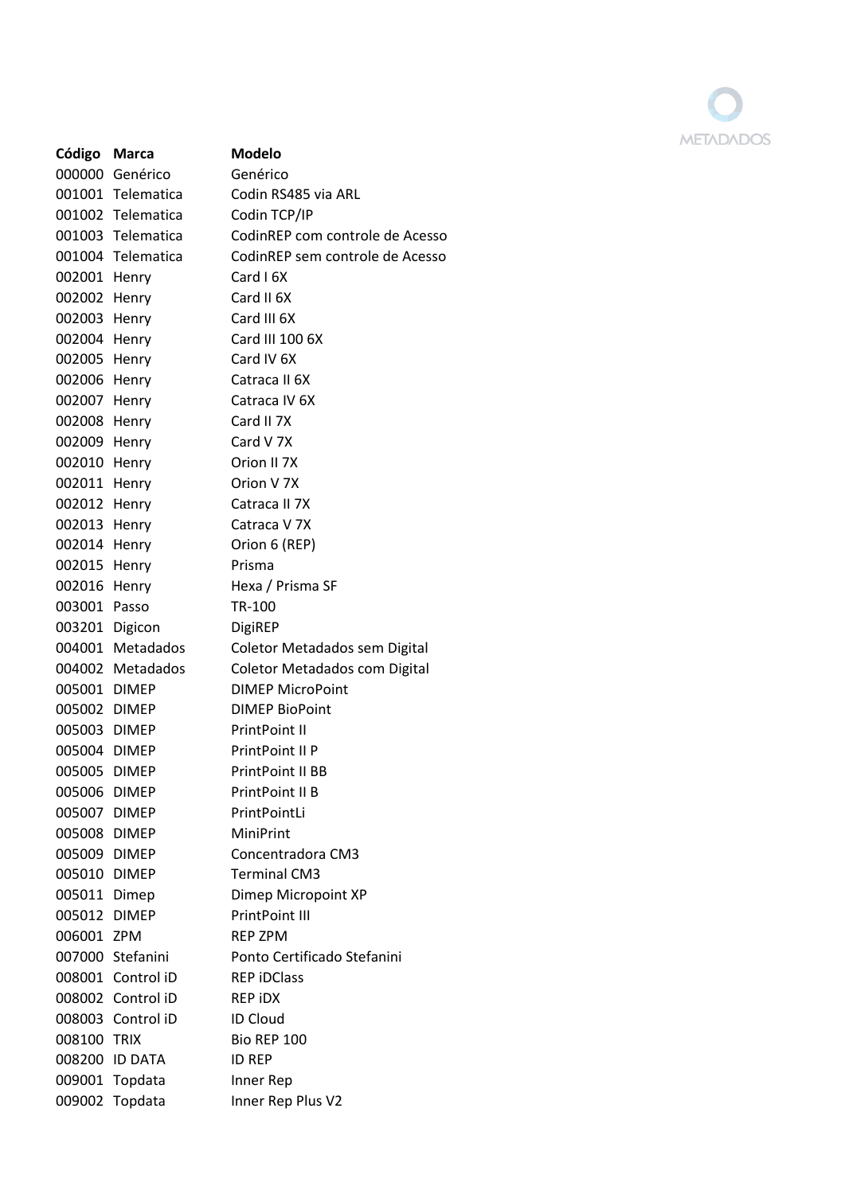METADADOS

| Código | Marca | Modelo |
|---|---|---|
| 000000 | Genérico | Genérico |
| 001001 | Telematica | Codin RS485 via ARL |
| 001002 | Telematica | Codin TCP/IP |
| 001003 | Telematica | CodinREP com controle de Acesso |
| 001004 | Telematica | CodinREP sem controle de Acesso |
| 002001 | Henry | Card I 6X |
| 002002 | Henry | Card II 6X |
| 002003 | Henry | Card III 6X |
| 002004 | Henry | Card III 100 6X |
| 002005 | Henry | Card IV 6X |
| 002006 | Henry | Catraca II 6X |
| 002007 | Henry | Catraca IV 6X |
| 002008 | Henry | Card II 7X |
| 002009 | Henry | Card V 7X |
| 002010 | Henry | Orion II 7X |
| 002011 | Henry | Orion V 7X |
| 002012 | Henry | Catraca II 7X |
| 002013 | Henry | Catraca V 7X |
| 002014 | Henry | Orion 6 (REP) |
| 002015 | Henry | Prisma |
| 002016 | Henry | Hexa / Prisma SF |
| 003001 | Passo | TR-100 |
| 003201 | Digicon | DigiREP |
| 004001 | Metadados | Coletor Metadados sem Digital |
| 004002 | Metadados | Coletor Metadados com Digital |
| 005001 | DIMEP | DIMEP MicroPoint |
| 005002 | DIMEP | DIMEP BioPoint |
| 005003 | DIMEP | PrintPoint II |
| 005004 | DIMEP | PrintPoint II P |
| 005005 | DIMEP | PrintPoint II BB |
| 005006 | DIMEP | PrintPoint II B |
| 005007 | DIMEP | PrintPointLi |
| 005008 | DIMEP | MiniPrint |
| 005009 | DIMEP | Concentradora CM3 |
| 005010 | DIMEP | Terminal CM3 |
| 005011 | Dimep | Dimep Micropoint XP |
| 005012 | DIMEP | PrintPoint III |
| 006001 | ZPM | REP ZPM |
| 007000 | Stefanini | Ponto Certificado Stefanini |
| 008001 | Control iD | REP iDClass |
| 008002 | Control iD | REP iDX |
| 008003 | Control iD | ID Cloud |
| 008100 | TRIX | Bio REP 100 |
| 008200 | ID DATA | ID REP |
| 009001 | Topdata | Inner Rep |
| 009002 | Topdata | Inner Rep Plus V2 |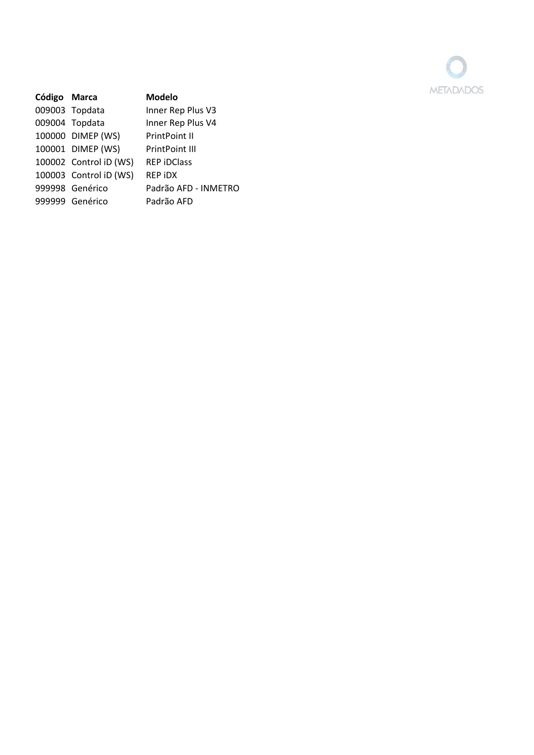| Código | Marca | Modelo |
|---|---|---|
| 009003 | Topdata | Inner Rep Plus V3 |
| 009004 | Topdata | Inner Rep Plus V4 |
| 100000 | DIMEP (WS) | PrintPoint II |
| 100001 | DIMEP (WS) | PrintPoint III |
| 100002 | Control iD (WS) | REP iDClass |
| 100003 | Control iD (WS) | REP iDX |
| 999998 | Genérico | Padrão AFD - INMETRO |
| 999999 | Genérico | Padrão AFD |